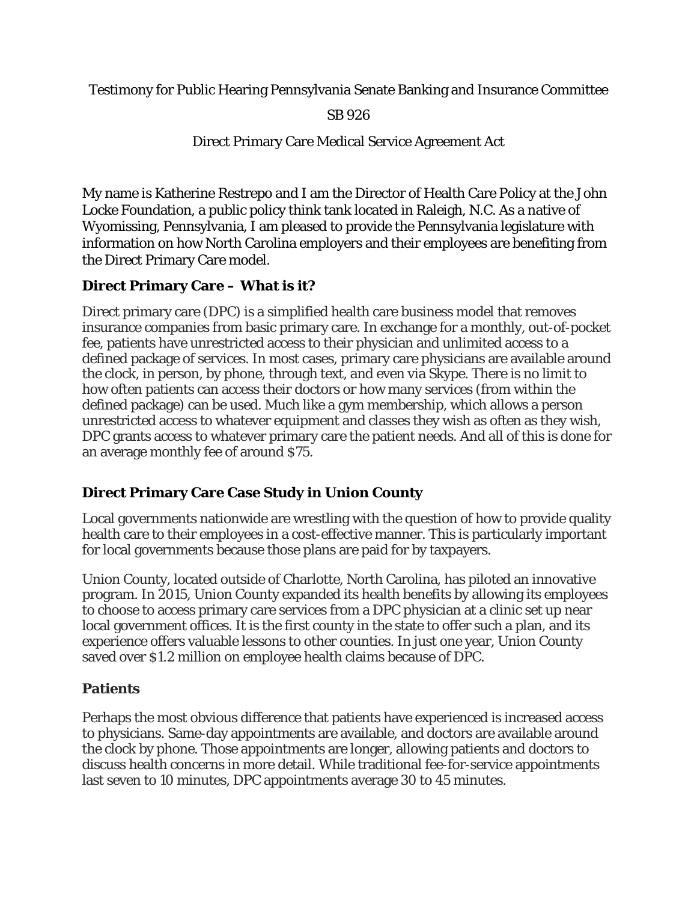Testimony for Public Hearing Pennsylvania Senate Banking and Insurance Committee

SB 926

Direct Primary Care Medical Service Agreement Act

My name is Katherine Restrepo and I am the Director of Health Care Policy at the John Locke Foundation, a public policy think tank located in Raleigh, N.C. As a native of Wyomissing, Pennsylvania, I am pleased to provide the Pennsylvania legislature with information on how North Carolina employers and their employees are benefiting from the Direct Primary Care model.

## Direct Primary Care – What is it?

Direct primary care (DPC) is a simplified health care business model that removes insurance companies from basic primary care. In exchange for a monthly, out-of-pocket fee, patients have unrestricted access to their physician and unlimited access to a defined package of services. In most cases, primary care physicians are available around the clock, in person, by phone, through text, and even via Skype. There is no limit to how often patients can access their doctors or how many services (from within the defined package) can be used. Much like a gym membership, which allows a person unrestricted access to whatever equipment and classes they wish as often as they wish, DPC grants access to whatever primary care the patient needs. And all of this is done for an average monthly fee of around $75.

## Direct Primary Care Case Study in Union County

Local governments nationwide are wrestling with the question of how to provide quality health care to their employees in a cost-effective manner. This is particularly important for local governments because those plans are paid for by taxpayers.

Union County, located outside of Charlotte, North Carolina, has piloted an innovative program. In 2015, Union County expanded its health benefits by allowing its employees to choose to access primary care services from a DPC physician at a clinic set up near local government offices. It is the first county in the state to offer such a plan, and its experience offers valuable lessons to other counties. In just one year, Union County saved over $1.2 million on employee health claims because of DPC.

## Patients

Perhaps the most obvious difference that patients have experienced is increased access to physicians. Same-day appointments are available, and doctors are available around the clock by phone. Those appointments are longer, allowing patients and doctors to discuss health concerns in more detail. While traditional fee-for-service appointments last seven to 10 minutes, DPC appointments average 30 to 45 minutes.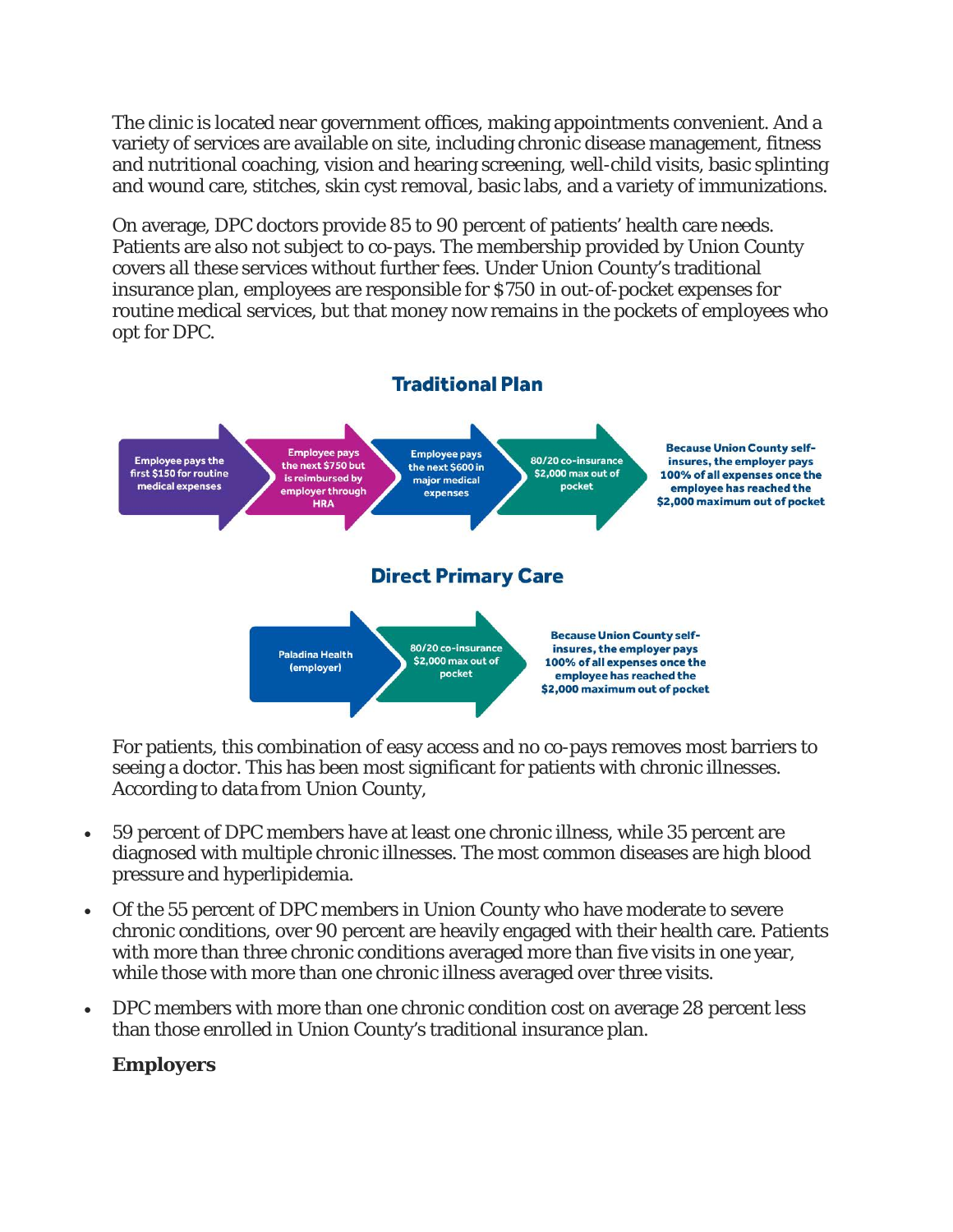The clinic is located near government offices, making appointments convenient. And a variety of services are available on site, including chronic disease management, fitness and nutritional coaching, vision and hearing screening, well-child visits, basic splinting and wound care, stitches, skin cyst removal, basic labs, and a variety of immunizations.

On average, DPC doctors provide 85 to 90 percent of patients' health care needs. Patients are also not subject to co-pays. The membership provided by Union County covers all these services without further fees. Under Union County's traditional insurance plan, employees are responsible for $750 in out-of-pocket expenses for routine medical services, but that money now remains in the pockets of employees who opt for DPC.

**Traditional Plan**

Employee pays the first $150 for routine medical expenses → Employee pays the next $750 but is reimbursed by employer through HRA → Employee pays the next $600 in major medical expenses → 80/20 co-insurance $2,000 max out of pocket → Because Union County self-insures, the employer pays 100% of all expenses once the employee has reached the $2,000 maximum out of pocket

**Direct Primary Care**

Paladina Health (employer) → 80/20 co-insurance $2,000 max out of pocket → Because Union County self-insures, the employer pays 100% of all expenses once the employee has reached the $2,000 maximum out of pocket

For patients, this combination of easy access and no co-pays removes most barriers to seeing a doctor. This has been most significant for patients with chronic illnesses. According to data from Union County,

- 59 percent of DPC members have at least one chronic illness, while 35 percent are diagnosed with multiple chronic illnesses. The most common diseases are high blood pressure and hyperlipidemia.
- Of the 55 percent of DPC members in Union County who have moderate to severe chronic conditions, over 90 percent are heavily engaged with their health care. Patients with more than three chronic conditions averaged more than five visits in one year, while those with more than one chronic illness averaged over three visits.
- DPC members with more than one chronic condition cost on average 28 percent less than those enrolled in Union County's traditional insurance plan.

**Employers**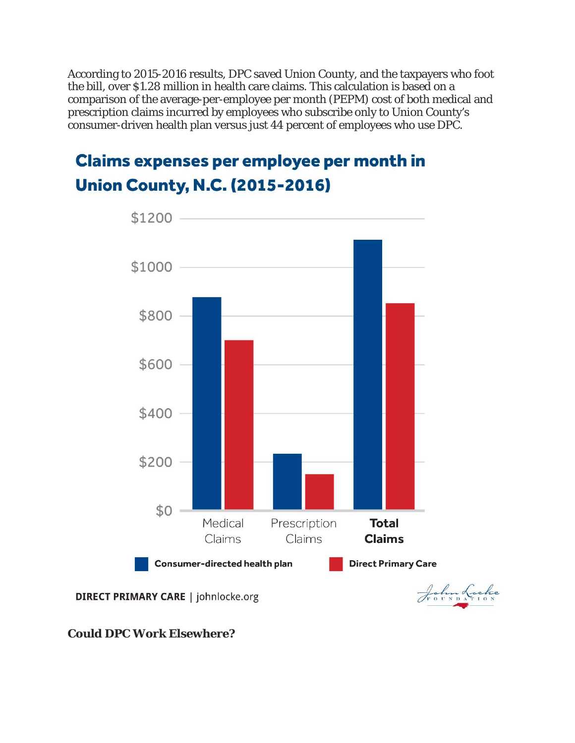According to 2015-2016 results, DPC saved Union County, and the taxpayers who foot the bill, over $1.28 million in health care claims. This calculation is based on a comparison of the average-per-employee per month (PEPM) cost of both medical and prescription claims incurred by employees who subscribe only to Union County's consumer-driven health plan versus just 44 percent of employees who use DPC.

## Claims expenses per employee per month in Union County, N.C. (2015-2016)

$1200
$1000
$800
$600
$400
$200
$0

Medical Claims | Prescription Claims | **Total Claims**

Consumer-directed health plan | Direct Primary Care

**DIRECT PRIMARY CARE** | johnlocke.org

John Locke FOUNDATION

**Could DPC Work Elsewhere?**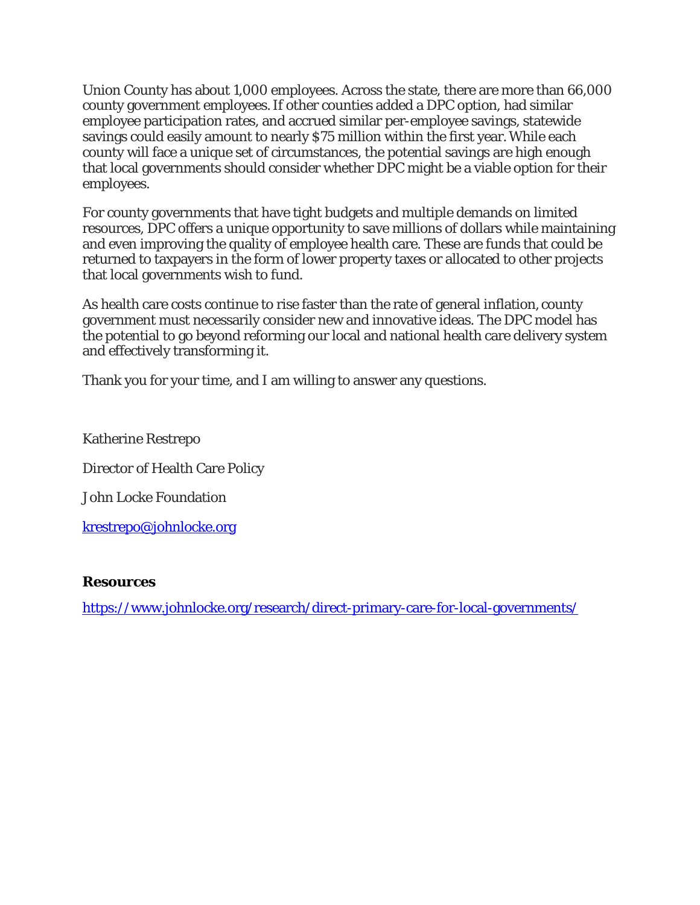Union County has about 1,000 employees. Across the state, there are more than 66,000 county government employees. If other counties added a DPC option, had similar employee participation rates, and accrued similar per-employee savings, statewide savings could easily amount to nearly $75 million within the first year. While each county will face a unique set of circumstances, the potential savings are high enough that local governments should consider whether DPC might be a viable option for their employees.

For county governments that have tight budgets and multiple demands on limited resources, DPC offers a unique opportunity to save millions of dollars while maintaining and even improving the quality of employee health care. These are funds that could be returned to taxpayers in the form of lower property taxes or allocated to other projects that local governments wish to fund.

As health care costs continue to rise faster than the rate of general inflation, county government must necessarily consider new and innovative ideas. The DPC model has the potential to go beyond reforming our local and national health care delivery system and effectively transforming it.

Thank you for your time, and I am willing to answer any questions.

Katherine Restrepo

Director of Health Care Policy

John Locke Foundation

krestrepo@johnlocke.org

**Resources**

https://www.johnlocke.org/research/direct-primary-care-for-local-governments/